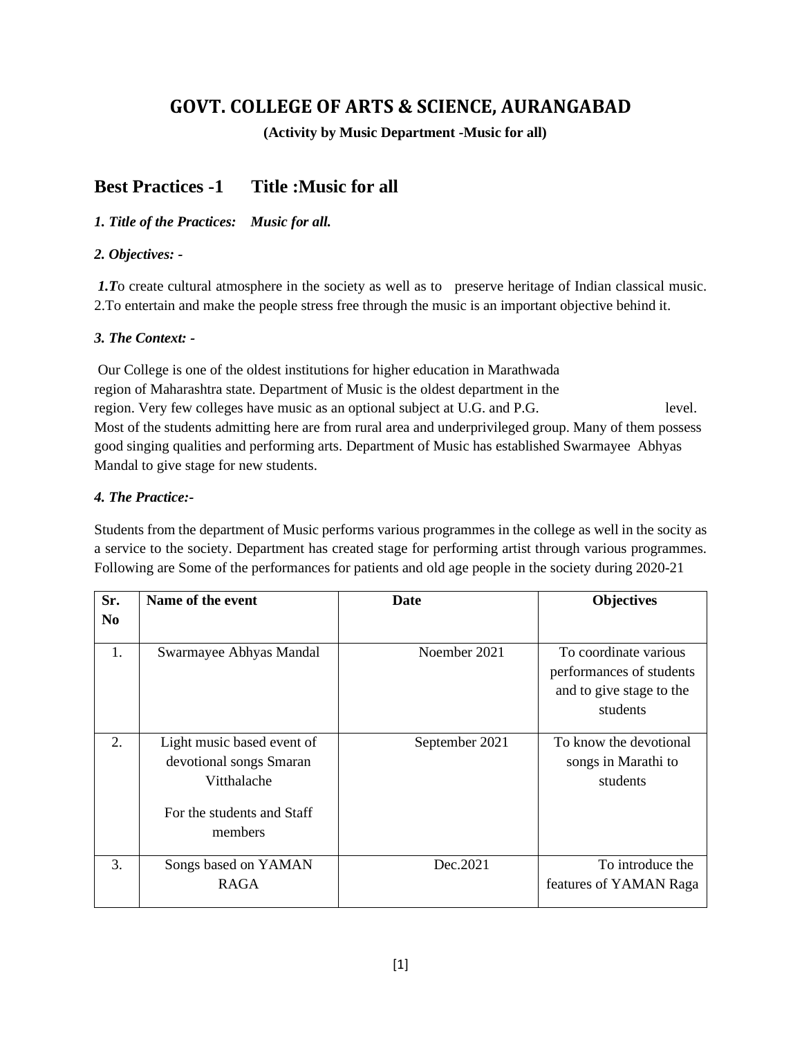# GOVT. COLLEGE OF ARTS & SCIENCE, AURANGABAD

**(Activity by Music Department -Music for all)**

## Best Practices -1 Title :Music for all

***1. Title of the Practices: Music for all.***

***2. Objectives: -***

***1.T**o create cultural atmosphere in the society as well as to preserve heritage of Indian classical music.
2.To entertain and make the people stress free through the music is an important objective behind it.

***3. The Context: -***

Our College is one of the oldest institutions for higher education in Marathwada region of Maharashtra state. Department of Music is the oldest department in the region. Very few colleges have music as an optional subject at U.G. and P.G. level. Most of the students admitting here are from rural area and underprivileged group. Many of them possess good singing qualities and performing arts. Department of Music has established Swarmayee Abhyas Mandal to give stage for new students.

***4. The Practice:-***

Students from the department of Music performs various programmes in the college as well in the socity as a service to the society. Department has created stage for performing artist through various programmes. Following are Some of the performances for patients and old age people in the society during 2020-21

| Sr. No | Name of the event | Date | Objectives |
|---|---|---|---|
| 1. | Swarmayee Abhyas Mandal | Noember 2021 | To coordinate various performances of students and to give stage to the students |
| 2. | Light music based event of devotional songs Smaran Vitthalache<br><br>For the students and Staff members | September 2021 | To know the devotional songs in Marathi to students |
| 3. | Songs based on YAMAN RAGA | Dec.2021 | To introduce the features of YAMAN Raga |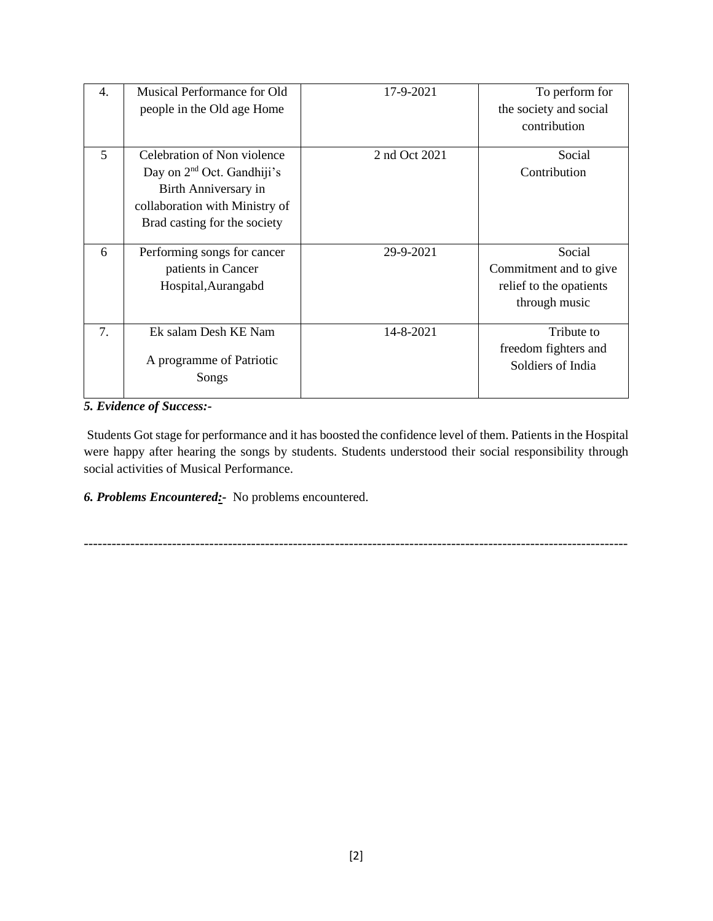| 4. | Musical Performance for Old people in the Old age Home | 17-9-2021 | To perform for the society and social contribution |
|---|---|---|---|
| 5 | Celebration of Non violence Day on 2nd Oct. Gandhiji's Birth Anniversary in collaboration with Ministry of Brad casting for the society | 2 nd Oct 2021 | Social Contribution |
| 6 | Performing songs for cancer patients in Cancer Hospital,Aurangabd | 29-9-2021 | Social Commitment and to give relief to the opatients through music |
| 7. | Ek salam Desh KE Nam<br><br>A programme of Patriotic Songs | 14-8-2021 | Tribute to freedom fighters and Soldiers of India |

***5. Evidence of Success:-***

Students Got stage for performance and it has boosted the confidence level of them. Patients in the Hospital were happy after hearing the songs by students. Students understood their social responsibility through social activities of Musical Performance.

***6. Problems Encountered:-*** No problems encountered.

---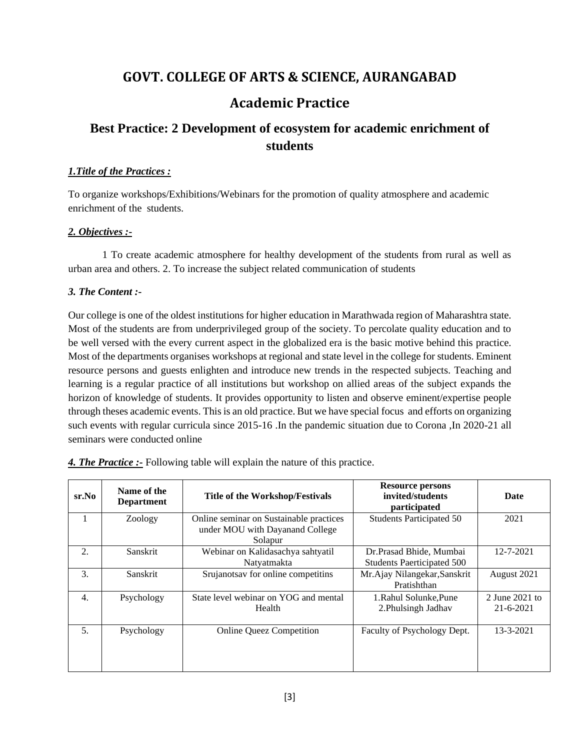# GOVT. COLLEGE OF ARTS & SCIENCE, AURANGABAD

## Academic Practice

## Best Practice: 2 Development of ecosystem for academic enrichment of students

***1.Title of the Practices :***

To organize workshops/Exhibitions/Webinars for the promotion of quality atmosphere and academic enrichment of the students.

***2. Objectives :-***

1 To create academic atmosphere for healthy development of the students from rural as well as urban area and others. 2. To increase the subject related communication of students

***3. The Content :-***

Our college is one of the oldest institutions for higher education in Marathwada region of Maharashtra state. Most of the students are from underprivileged group of the society. To percolate quality education and to be well versed with the every current aspect in the globalized era is the basic motive behind this practice. Most of the departments organises workshops at regional and state level in the college for students. Eminent resource persons and guests enlighten and introduce new trends in the respected subjects. Teaching and learning is a regular practice of all institutions but workshop on allied areas of the subject expands the horizon of knowledge of students. It provides opportunity to listen and observe eminent/expertise people through theses academic events. This is an old practice. But we have special focus and efforts on organizing such events with regular curricula since 2015-16 .In the pandemic situation due to Corona ,In 2020-21 all seminars were conducted online

***4. The Practice :-*** Following table will explain the nature of this practice.

| sr.No | Name of the Department | Title of the Workshop/Festivals | Resource persons invited/students participated | Date |
|---|---|---|---|---|
| 1 | Zoology | Online seminar on Sustainable practices under MOU with Dayanand College Solapur | Students Participated 50 | 2021 |
| 2. | Sanskrit | Webinar on Kalidasachya sahtyatil Natyatmakta | Dr.Prasad Bhide, Mumbai Students Paerticipated 500 | 12-7-2021 |
| 3. | Sanskrit | Srujanotsav for online competitins | Mr.Ajay Nilangekar,Sanskrit Pratishthan | August 2021 |
| 4. | Psychology | State level webinar on YOG and mental Health | 1.Rahul Solunke,Pune 2.Phulsingh Jadhav | 2 June 2021 to 21-6-2021 |
| 5. | Psychology | Online Queez Competition | Faculty of Psychology Dept. | 13-3-2021 |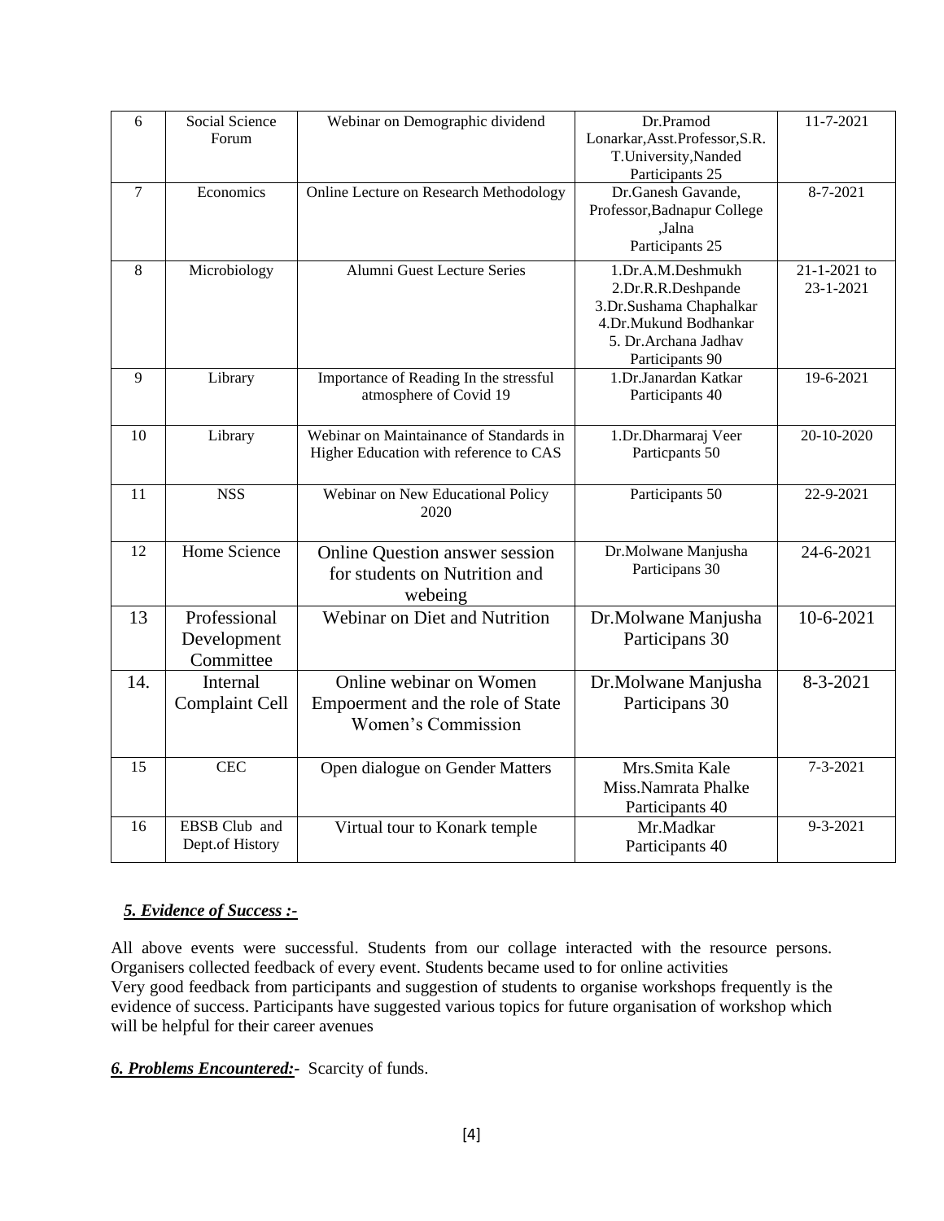| | | | | |
|---|---|---|---|---|
| 6 | Social Science Forum | Webinar on Demographic dividend | Dr.Pramod Lonarkar,Asst.Professor,S.R. T.University,Nanded Participants 25 | 11-7-2021 |
| 7 | Economics | Online Lecture on Research Methodology | Dr.Ganesh Gavande, Professor,Badnapur College ,Jalna Participants 25 | 8-7-2021 |
| 8 | Microbiology | Alumni Guest Lecture Series | 1.Dr.A.M.Deshmukh 2.Dr.R.R.Deshpande 3.Dr.Sushama Chaphalkar 4.Dr.Mukund Bodhankar 5. Dr.Archana Jadhav Participants 90 | 21-1-2021 to 23-1-2021 |
| 9 | Library | Importance of Reading In the stressful atmosphere of Covid 19 | 1.Dr.Janardan Katkar Participants 40 | 19-6-2021 |
| 10 | Library | Webinar on Maintainance of Standards in Higher Education with reference to CAS | 1.Dr.Dharmaraj Veer Particpants 50 | 20-10-2020 |
| 11 | NSS | Webinar on New Educational Policy 2020 | Participants 50 | 22-9-2021 |
| 12 | Home Science | Online Question answer session for students on Nutrition and webeing | Dr.Molwane Manjusha Participans 30 | 24-6-2021 |
| 13 | Professional Development Committee | Webinar on Diet and Nutrition | Dr.Molwane Manjusha Participans 30 | 10-6-2021 |
| 14. | Internal Complaint Cell | Online webinar on Women Empoerment and the role of State Women's Commission | Dr.Molwane Manjusha Participans 30 | 8-3-2021 |
| 15 | CEC | Open dialogue on Gender Matters | Mrs.Smita Kale Miss.Namrata Phalke Participants 40 | 7-3-2021 |
| 16 | EBSB Club and Dept.of History | Virtual tour to Konark temple | Mr.Madkar Participants 40 | 9-3-2021 |

***5. Evidence of Success :-***

All above events were successful. Students from our collage interacted with the resource persons. Organisers collected feedback of every event. Students became used to for online activities
Very good feedback from participants and suggestion of students to organise workshops frequently is the evidence of success. Participants have suggested various topics for future organisation of workshop which will be helpful for their career avenues

***6. Problems Encountered:-*** Scarcity of funds.